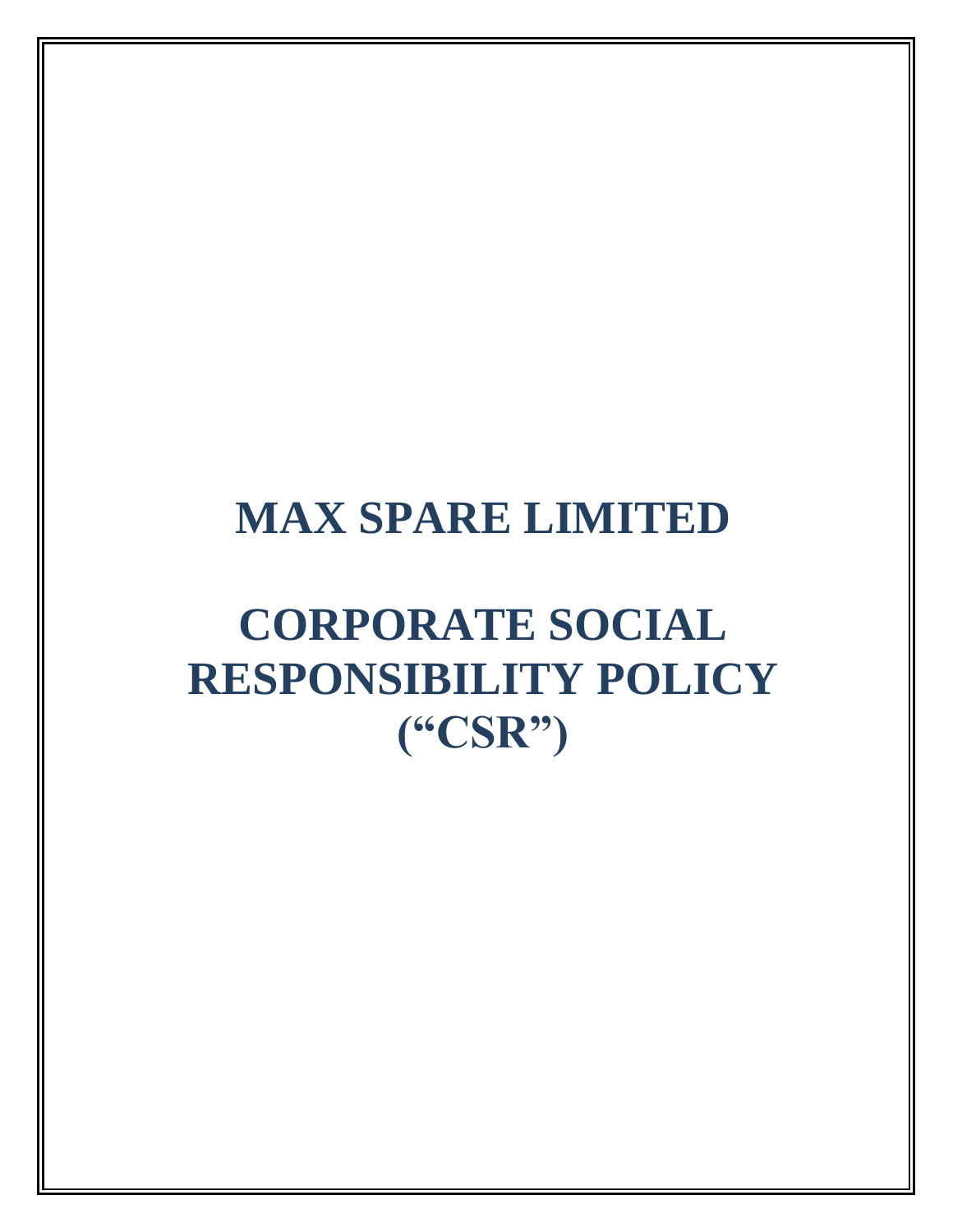# MAX SPARE LIMITED

# CORPORATE SOCIAL RESPONSIBILITY POLICY (“CSR”)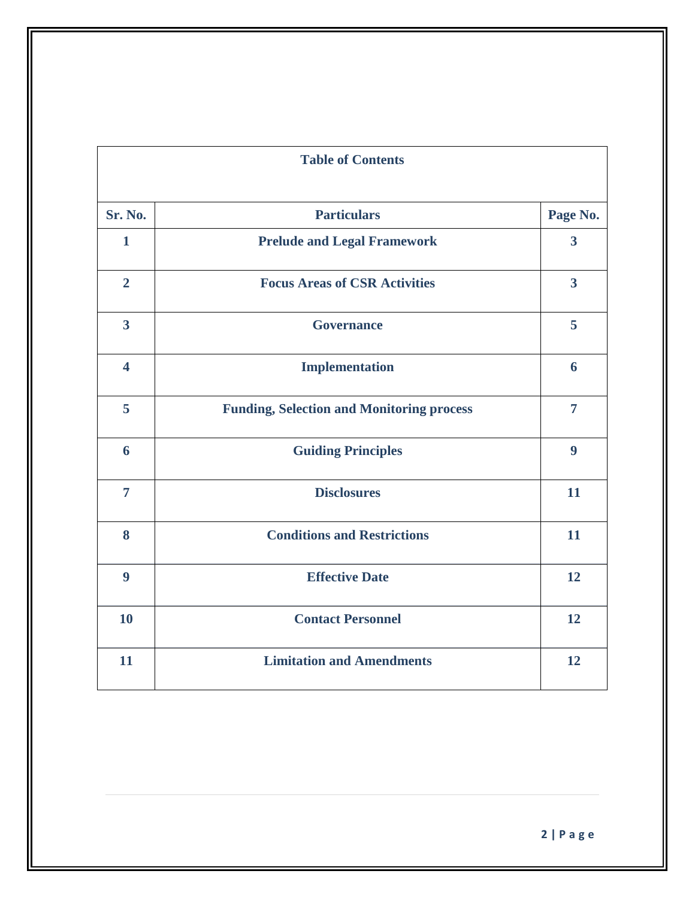## Table of Contents

| Sr. No. | Particulars | Page No. |
|---|---|---|
| 1 | Prelude and Legal Framework | 3 |
| 2 | Focus Areas of CSR Activities | 3 |
| 3 | Governance | 5 |
| 4 | Implementation | 6 |
| 5 | Funding, Selection and Monitoring process | 7 |
| 6 | Guiding Principles | 9 |
| 7 | Disclosures | 11 |
| 8 | Conditions and Restrictions | 11 |
| 9 | Effective Date | 12 |
| 10 | Contact Personnel | 12 |
| 11 | Limitation and Amendments | 12 |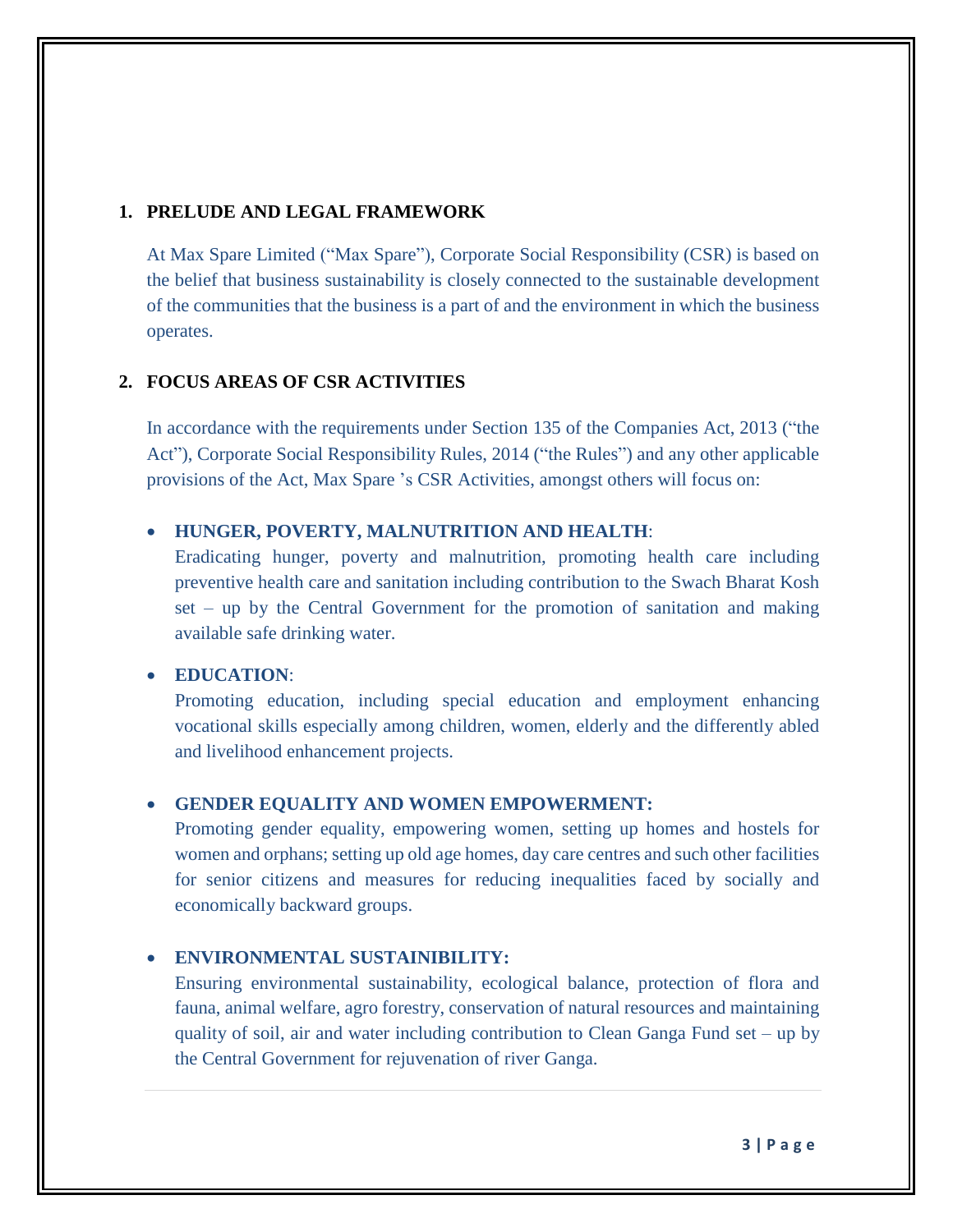## 1. PRELUDE AND LEGAL FRAMEWORK

At Max Spare Limited ("Max Spare"), Corporate Social Responsibility (CSR) is based on the belief that business sustainability is closely connected to the sustainable development of the communities that the business is a part of and the environment in which the business operates.

## 2. FOCUS AREAS OF CSR ACTIVITIES

In accordance with the requirements under Section 135 of the Companies Act, 2013 ("the Act"), Corporate Social Responsibility Rules, 2014 ("the Rules") and any other applicable provisions of the Act, Max Spare 's CSR Activities, amongst others will focus on:

- **HUNGER, POVERTY, MALNUTRITION AND HEALTH**:
  Eradicating hunger, poverty and malnutrition, promoting health care including preventive health care and sanitation including contribution to the Swach Bharat Kosh set – up by the Central Government for the promotion of sanitation and making available safe drinking water.

- **EDUCATION**:
  Promoting education, including special education and employment enhancing vocational skills especially among children, women, elderly and the differently abled and livelihood enhancement projects.

- **GENDER EQUALITY AND WOMEN EMPOWERMENT:**
  Promoting gender equality, empowering women, setting up homes and hostels for women and orphans; setting up old age homes, day care centres and such other facilities for senior citizens and measures for reducing inequalities faced by socially and economically backward groups.

- **ENVIRONMENTAL SUSTAINIBILITY:**
  Ensuring environmental sustainability, ecological balance, protection of flora and fauna, animal welfare, agro forestry, conservation of natural resources and maintaining quality of soil, air and water including contribution to Clean Ganga Fund set – up by the Central Government for rejuvenation of river Ganga.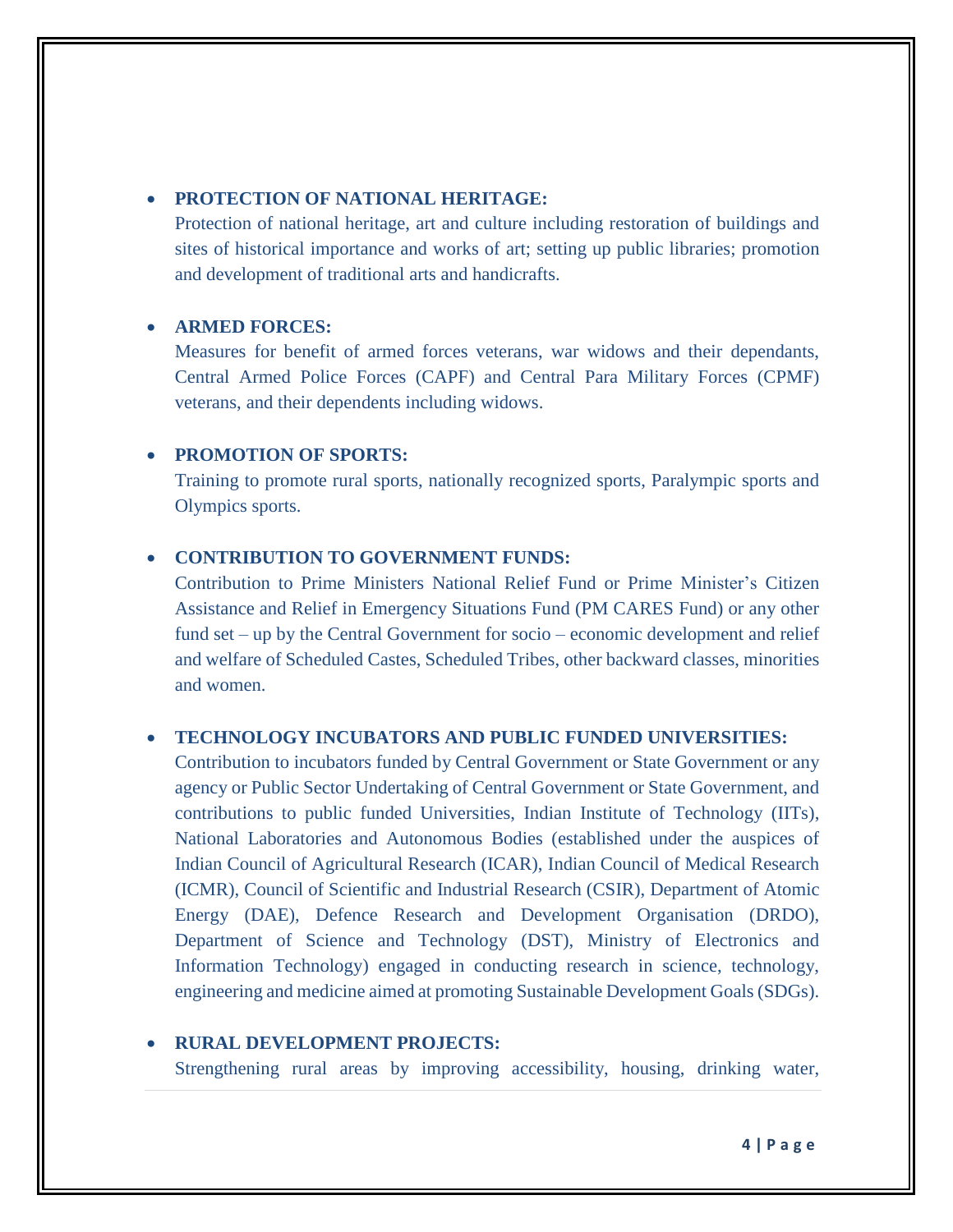- **PROTECTION OF NATIONAL HERITAGE:**
  Protection of national heritage, art and culture including restoration of buildings and sites of historical importance and works of art; setting up public libraries; promotion and development of traditional arts and handicrafts.

- **ARMED FORCES:**
  Measures for benefit of armed forces veterans, war widows and their dependants, Central Armed Police Forces (CAPF) and Central Para Military Forces (CPMF) veterans, and their dependents including widows.

- **PROMOTION OF SPORTS:**
  Training to promote rural sports, nationally recognized sports, Paralympic sports and Olympics sports.

- **CONTRIBUTION TO GOVERNMENT FUNDS:**
  Contribution to Prime Ministers National Relief Fund or Prime Minister's Citizen Assistance and Relief in Emergency Situations Fund (PM CARES Fund) or any other fund set – up by the Central Government for socio – economic development and relief and welfare of Scheduled Castes, Scheduled Tribes, other backward classes, minorities and women.

- **TECHNOLOGY INCUBATORS AND PUBLIC FUNDED UNIVERSITIES:**
  Contribution to incubators funded by Central Government or State Government or any agency or Public Sector Undertaking of Central Government or State Government, and contributions to public funded Universities, Indian Institute of Technology (IITs), National Laboratories and Autonomous Bodies (established under the auspices of Indian Council of Agricultural Research (ICAR), Indian Council of Medical Research (ICMR), Council of Scientific and Industrial Research (CSIR), Department of Atomic Energy (DAE), Defence Research and Development Organisation (DRDO), Department of Science and Technology (DST), Ministry of Electronics and Information Technology) engaged in conducting research in science, technology, engineering and medicine aimed at promoting Sustainable Development Goals (SDGs).

- **RURAL DEVELOPMENT PROJECTS:**
  Strengthening rural areas by improving accessibility, housing, drinking water,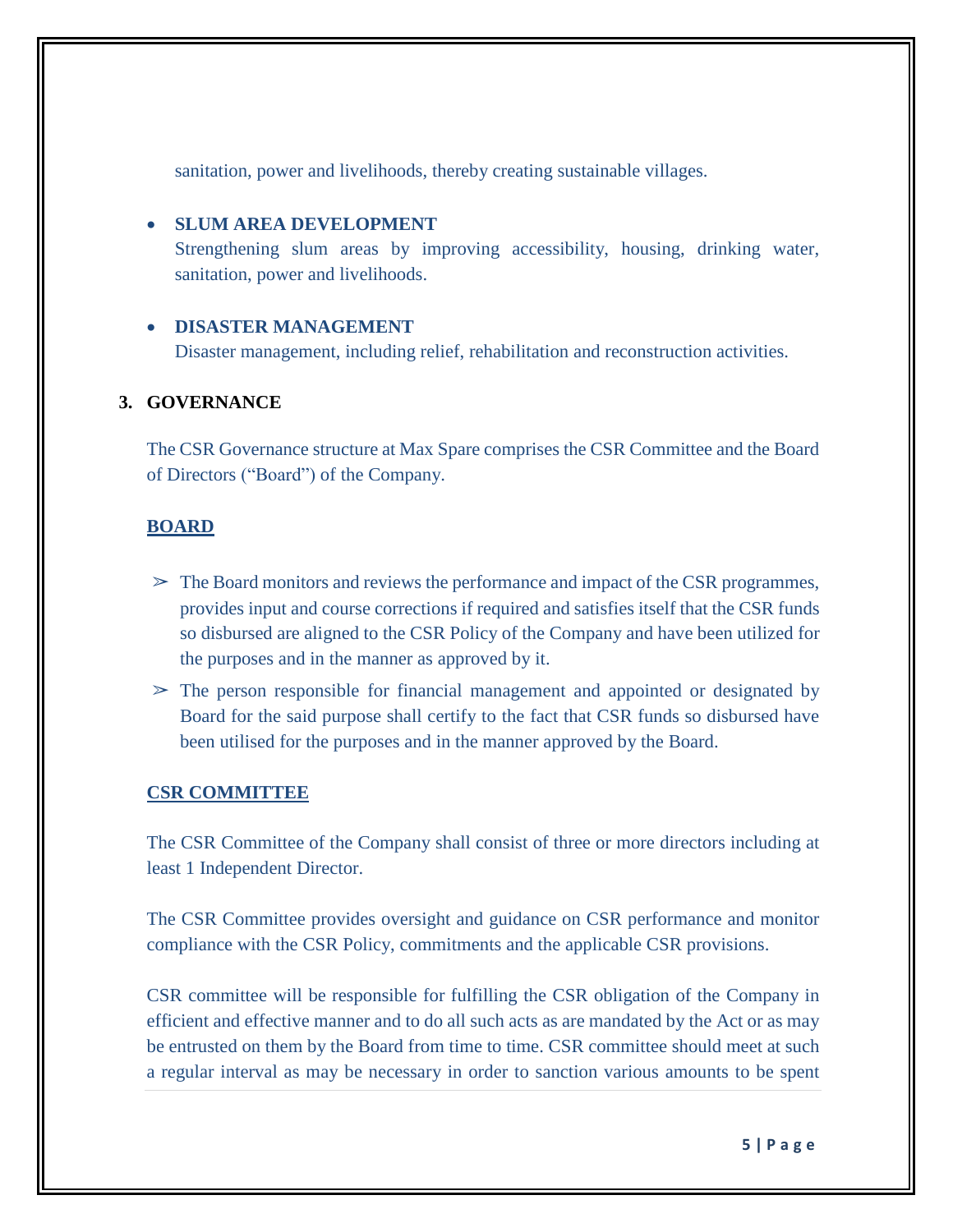sanitation, power and livelihoods, thereby creating sustainable villages.

- **SLUM AREA DEVELOPMENT**
  Strengthening slum areas by improving accessibility, housing, drinking water, sanitation, power and livelihoods.

- **DISASTER MANAGEMENT**
  Disaster management, including relief, rehabilitation and reconstruction activities.

## 3. GOVERNANCE

The CSR Governance structure at Max Spare comprises the CSR Committee and the Board of Directors ("Board") of the Company.

### BOARD

- ➢ The Board monitors and reviews the performance and impact of the CSR programmes, provides input and course corrections if required and satisfies itself that the CSR funds so disbursed are aligned to the CSR Policy of the Company and have been utilized for the purposes and in the manner as approved by it.
- ➢ The person responsible for financial management and appointed or designated by Board for the said purpose shall certify to the fact that CSR funds so disbursed have been utilised for the purposes and in the manner approved by the Board.

### CSR COMMITTEE

The CSR Committee of the Company shall consist of three or more directors including at least 1 Independent Director.

The CSR Committee provides oversight and guidance on CSR performance and monitor compliance with the CSR Policy, commitments and the applicable CSR provisions.

CSR committee will be responsible for fulfilling the CSR obligation of the Company in efficient and effective manner and to do all such acts as are mandated by the Act or as may be entrusted on them by the Board from time to time. CSR committee should meet at such a regular interval as may be necessary in order to sanction various amounts to be spent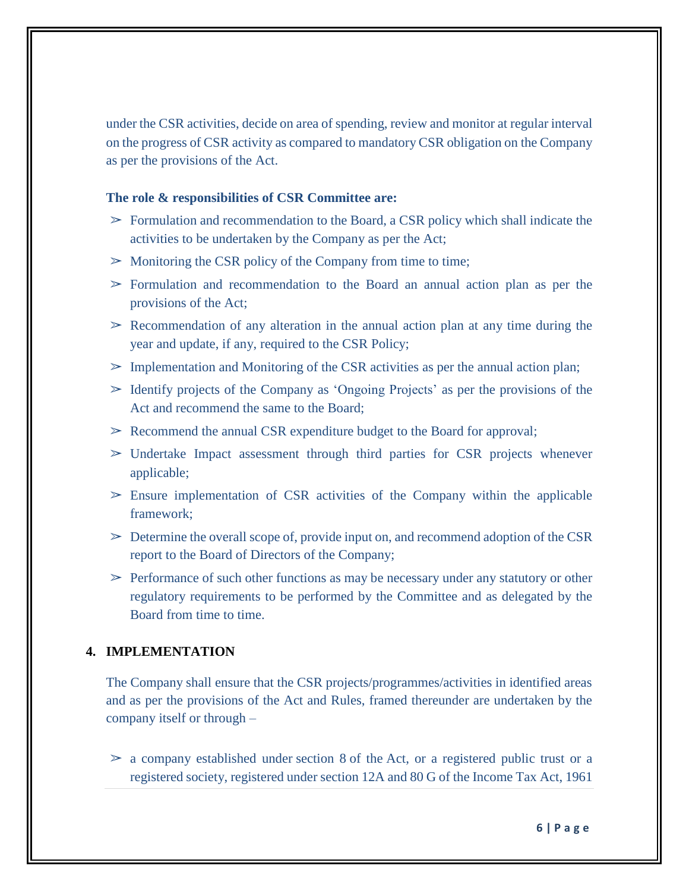under the CSR activities, decide on area of spending, review and monitor at regular interval on the progress of CSR activity as compared to mandatory CSR obligation on the Company as per the provisions of the Act.

**The role & responsibilities of CSR Committee are:**

- Formulation and recommendation to the Board, a CSR policy which shall indicate the activities to be undertaken by the Company as per the Act;
- Monitoring the CSR policy of the Company from time to time;
- Formulation and recommendation to the Board an annual action plan as per the provisions of the Act;
- Recommendation of any alteration in the annual action plan at any time during the year and update, if any, required to the CSR Policy;
- Implementation and Monitoring of the CSR activities as per the annual action plan;
- Identify projects of the Company as 'Ongoing Projects' as per the provisions of the Act and recommend the same to the Board;
- Recommend the annual CSR expenditure budget to the Board for approval;
- Undertake Impact assessment through third parties for CSR projects whenever applicable;
- Ensure implementation of CSR activities of the Company within the applicable framework;
- Determine the overall scope of, provide input on, and recommend adoption of the CSR report to the Board of Directors of the Company;
- Performance of such other functions as may be necessary under any statutory or other regulatory requirements to be performed by the Committee and as delegated by the Board from time to time.

## 4. IMPLEMENTATION

The Company shall ensure that the CSR projects/programmes/activities in identified areas and as per the provisions of the Act and Rules, framed thereunder are undertaken by the company itself or through –

- a company established under section 8 of the Act, or a registered public trust or a registered society, registered under section 12A and 80 G of the Income Tax Act, 1961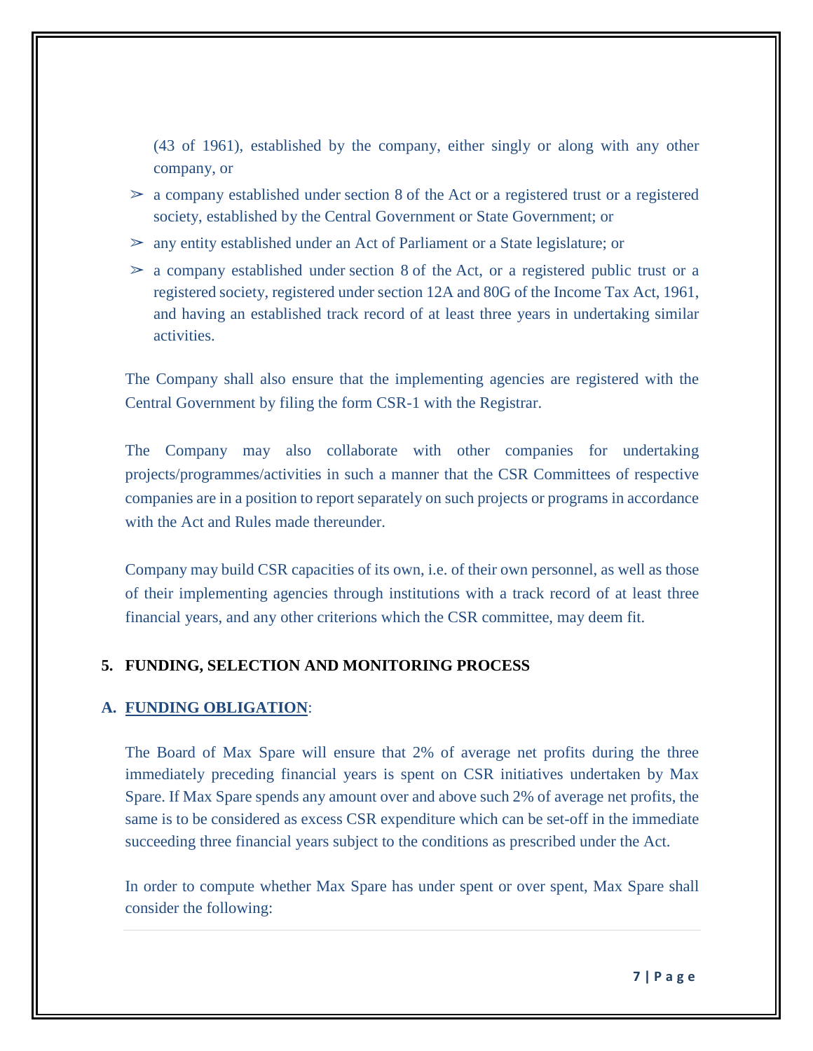(43 of 1961), established by the company, either singly or along with any other company, or

- a company established under section 8 of the Act or a registered trust or a registered society, established by the Central Government or State Government; or
- any entity established under an Act of Parliament or a State legislature; or
- a company established under section 8 of the Act, or a registered public trust or a registered society, registered under section 12A and 80G of the Income Tax Act, 1961, and having an established track record of at least three years in undertaking similar activities.

The Company shall also ensure that the implementing agencies are registered with the Central Government by filing the form CSR-1 with the Registrar.

The Company may also collaborate with other companies for undertaking projects/programmes/activities in such a manner that the CSR Committees of respective companies are in a position to report separately on such projects or programs in accordance with the Act and Rules made thereunder.

Company may build CSR capacities of its own, i.e. of their own personnel, as well as those of their implementing agencies through institutions with a track record of at least three financial years, and any other criterions which the CSR committee, may deem fit.

## 5. FUNDING, SELECTION AND MONITORING PROCESS

### A. FUNDING OBLIGATION:

The Board of Max Spare will ensure that 2% of average net profits during the three immediately preceding financial years is spent on CSR initiatives undertaken by Max Spare. If Max Spare spends any amount over and above such 2% of average net profits, the same is to be considered as excess CSR expenditure which can be set-off in the immediate succeeding three financial years subject to the conditions as prescribed under the Act.

In order to compute whether Max Spare has under spent or over spent, Max Spare shall consider the following: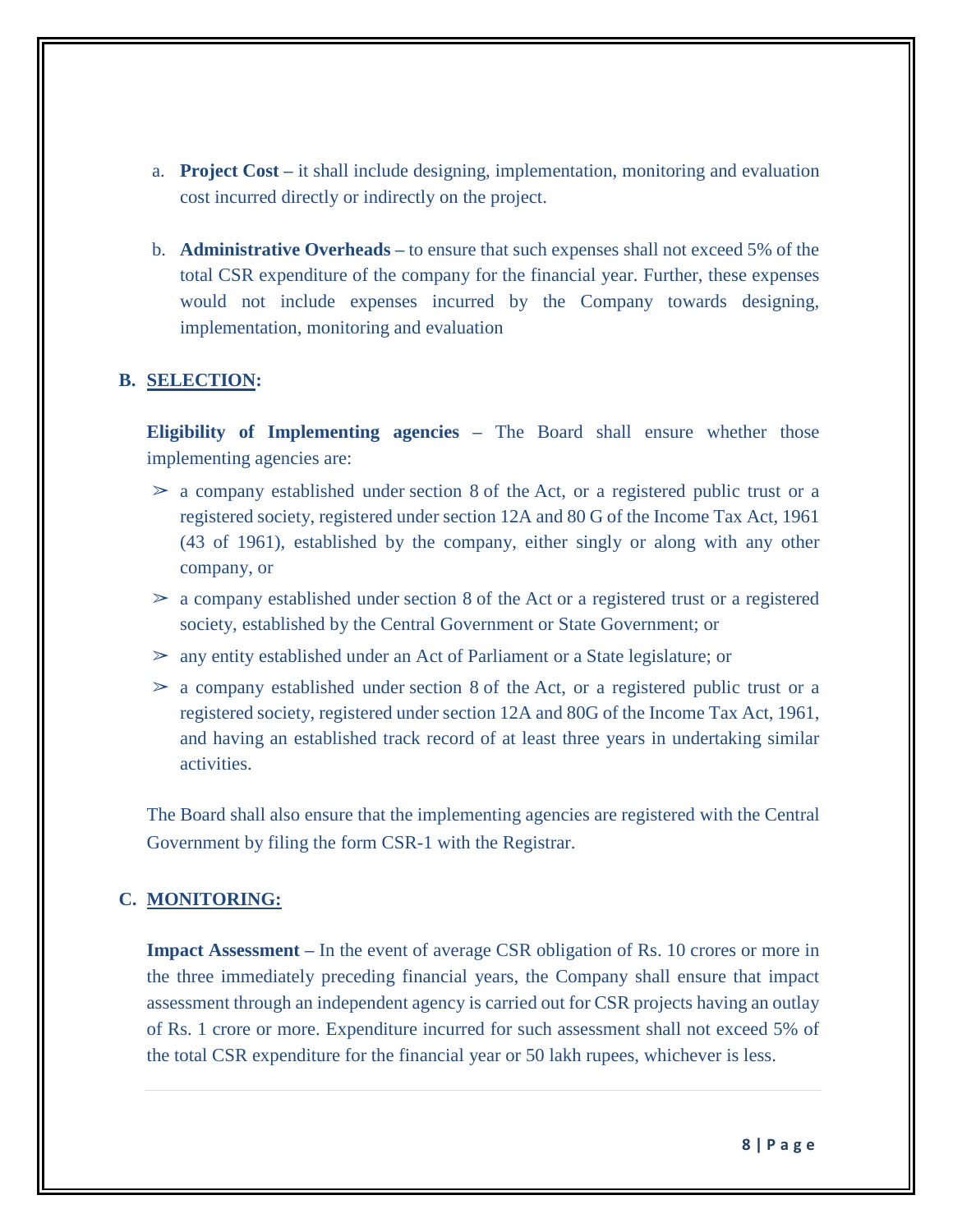a. **Project Cost –** it shall include designing, implementation, monitoring and evaluation cost incurred directly or indirectly on the project.

b. **Administrative Overheads –** to ensure that such expenses shall not exceed 5% of the total CSR expenditure of the company for the financial year. Further, these expenses would not include expenses incurred by the Company towards designing, implementation, monitoring and evaluation

**B. SELECTION:**

**Eligibility of Implementing agencies** – The Board shall ensure whether those implementing agencies are:

- ➢ a company established under section 8 of the Act, or a registered public trust or a registered society, registered under section 12A and 80 G of the Income Tax Act, 1961 (43 of 1961), established by the company, either singly or along with any other company, or
- ➢ a company established under section 8 of the Act or a registered trust or a registered society, established by the Central Government or State Government; or
- ➢ any entity established under an Act of Parliament or a State legislature; or
- ➢ a company established under section 8 of the Act, or a registered public trust or a registered society, registered under section 12A and 80G of the Income Tax Act, 1961, and having an established track record of at least three years in undertaking similar activities.

The Board shall also ensure that the implementing agencies are registered with the Central Government by filing the form CSR-1 with the Registrar.

**C. MONITORING:**

**Impact Assessment –** In the event of average CSR obligation of Rs. 10 crores or more in the three immediately preceding financial years, the Company shall ensure that impact assessment through an independent agency is carried out for CSR projects having an outlay of Rs. 1 crore or more. Expenditure incurred for such assessment shall not exceed 5% of the total CSR expenditure for the financial year or 50 lakh rupees, whichever is less.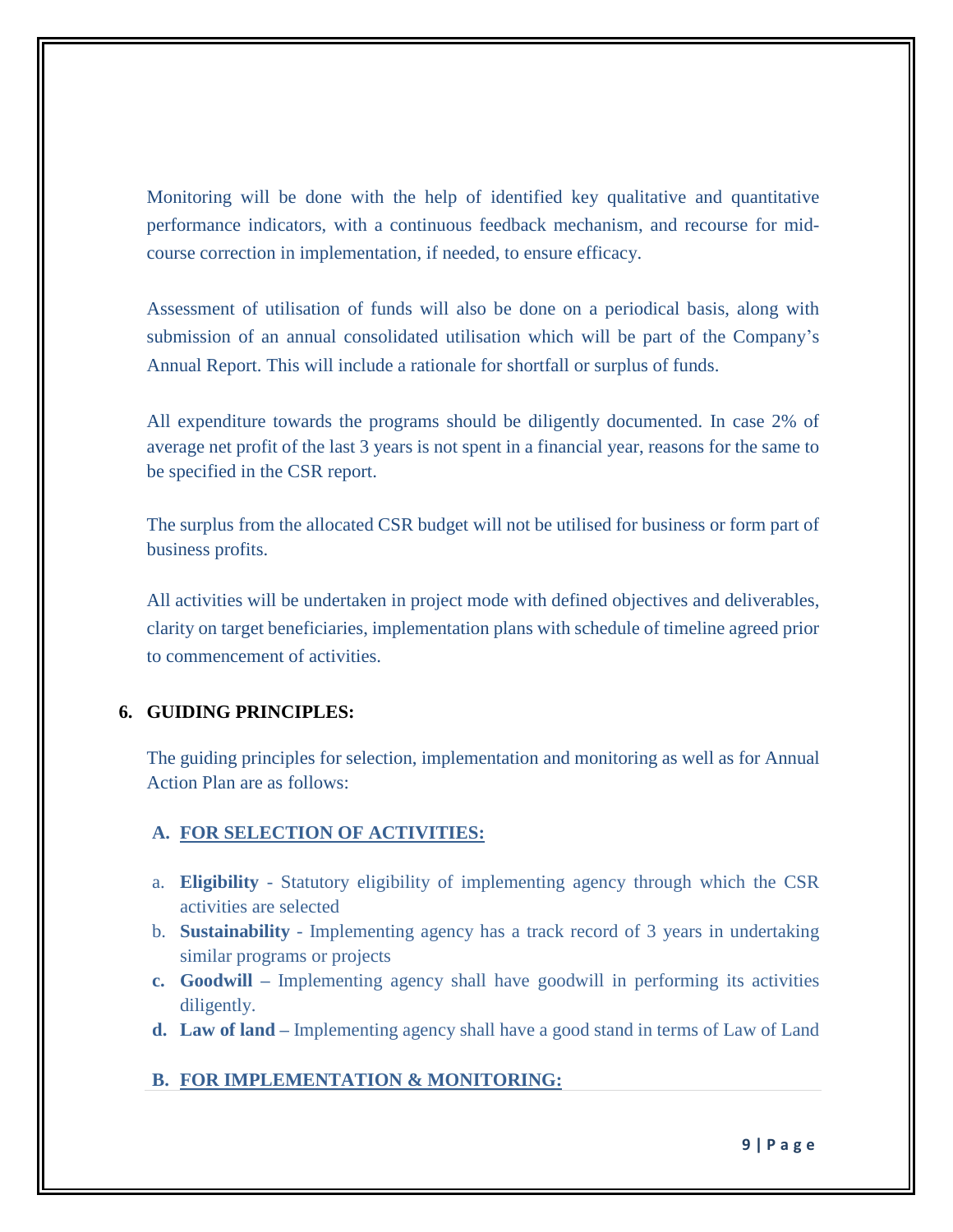Monitoring will be done with the help of identified key qualitative and quantitative performance indicators, with a continuous feedback mechanism, and recourse for mid-course correction in implementation, if needed, to ensure efficacy.

Assessment of utilisation of funds will also be done on a periodical basis, along with submission of an annual consolidated utilisation which will be part of the Company's Annual Report. This will include a rationale for shortfall or surplus of funds.

All expenditure towards the programs should be diligently documented. In case 2% of average net profit of the last 3 years is not spent in a financial year, reasons for the same to be specified in the CSR report.

The surplus from the allocated CSR budget will not be utilised for business or form part of business profits.

All activities will be undertaken in project mode with defined objectives and deliverables, clarity on target beneficiaries, implementation plans with schedule of timeline agreed prior to commencement of activities.

## 6. GUIDING PRINCIPLES:

The guiding principles for selection, implementation and monitoring as well as for Annual Action Plan are as follows:

### A. FOR SELECTION OF ACTIVITIES:

a. **Eligibility** - Statutory eligibility of implementing agency through which the CSR activities are selected
b. **Sustainability** - Implementing agency has a track record of 3 years in undertaking similar programs or projects
c. **Goodwill** – Implementing agency shall have goodwill in performing its activities diligently.
d. **Law of land** – Implementing agency shall have a good stand in terms of Law of Land

### B. FOR IMPLEMENTATION & MONITORING: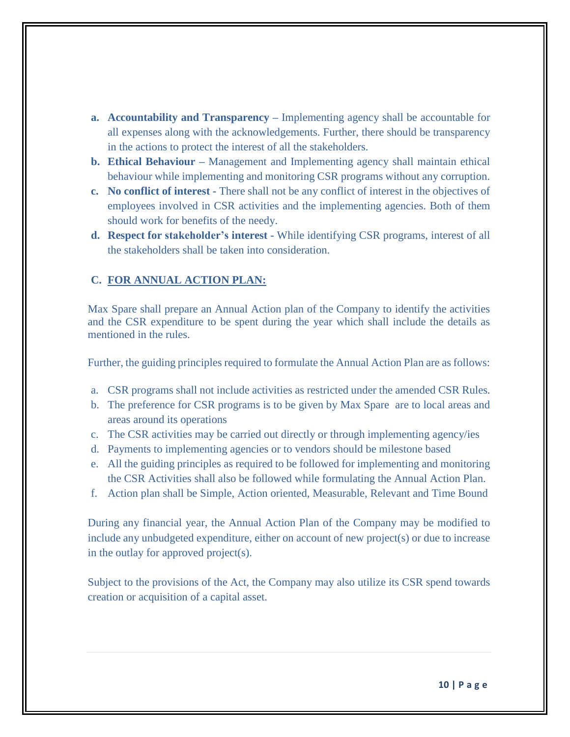- **a. Accountability and Transparency –** Implementing agency shall be accountable for all expenses along with the acknowledgements. Further, there should be transparency in the actions to protect the interest of all the stakeholders.
- **b. Ethical Behaviour –** Management and Implementing agency shall maintain ethical behaviour while implementing and monitoring CSR programs without any corruption.
- **c. No conflict of interest -** There shall not be any conflict of interest in the objectives of employees involved in CSR activities and the implementing agencies. Both of them should work for benefits of the needy.
- **d. Respect for stakeholder's interest -** While identifying CSR programs, interest of all the stakeholders shall be taken into consideration.

## C. FOR ANNUAL ACTION PLAN:

Max Spare shall prepare an Annual Action plan of the Company to identify the activities and the CSR expenditure to be spent during the year which shall include the details as mentioned in the rules.

Further, the guiding principles required to formulate the Annual Action Plan are as follows:

a. CSR programs shall not include activities as restricted under the amended CSR Rules.
b. The preference for CSR programs is to be given by Max Spare are to local areas and areas around its operations
c. The CSR activities may be carried out directly or through implementing agency/ies
d. Payments to implementing agencies or to vendors should be milestone based
e. All the guiding principles as required to be followed for implementing and monitoring the CSR Activities shall also be followed while formulating the Annual Action Plan.
f. Action plan shall be Simple, Action oriented, Measurable, Relevant and Time Bound

During any financial year, the Annual Action Plan of the Company may be modified to include any unbudgeted expenditure, either on account of new project(s) or due to increase in the outlay for approved project(s).

Subject to the provisions of the Act, the Company may also utilize its CSR spend towards creation or acquisition of a capital asset.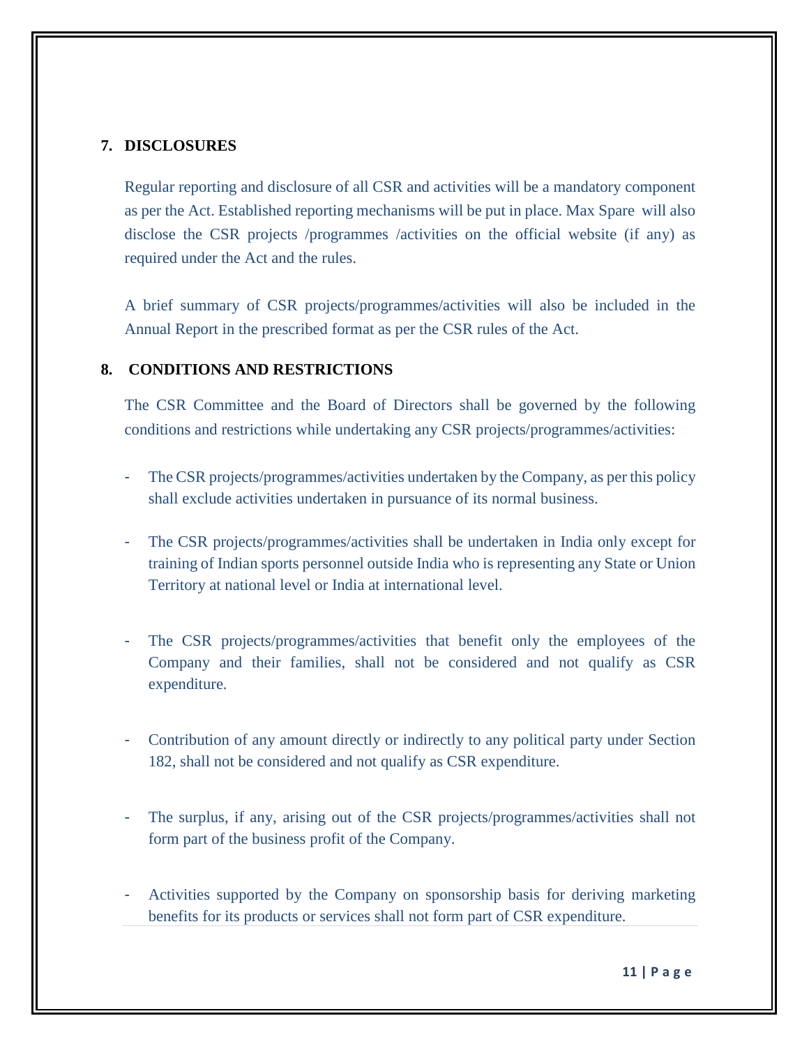## 7. DISCLOSURES

Regular reporting and disclosure of all CSR and activities will be a mandatory component as per the Act. Established reporting mechanisms will be put in place. Max Spare will also disclose the CSR projects /programmes /activities on the official website (if any) as required under the Act and the rules.

A brief summary of CSR projects/programmes/activities will also be included in the Annual Report in the prescribed format as per the CSR rules of the Act.

## 8. CONDITIONS AND RESTRICTIONS

The CSR Committee and the Board of Directors shall be governed by the following conditions and restrictions while undertaking any CSR projects/programmes/activities:

- The CSR projects/programmes/activities undertaken by the Company, as per this policy shall exclude activities undertaken in pursuance of its normal business.
- The CSR projects/programmes/activities shall be undertaken in India only except for training of Indian sports personnel outside India who is representing any State or Union Territory at national level or India at international level.
- The CSR projects/programmes/activities that benefit only the employees of the Company and their families, shall not be considered and not qualify as CSR expenditure.
- Contribution of any amount directly or indirectly to any political party under Section 182, shall not be considered and not qualify as CSR expenditure.
- The surplus, if any, arising out of the CSR projects/programmes/activities shall not form part of the business profit of the Company.
- Activities supported by the Company on sponsorship basis for deriving marketing benefits for its products or services shall not form part of CSR expenditure.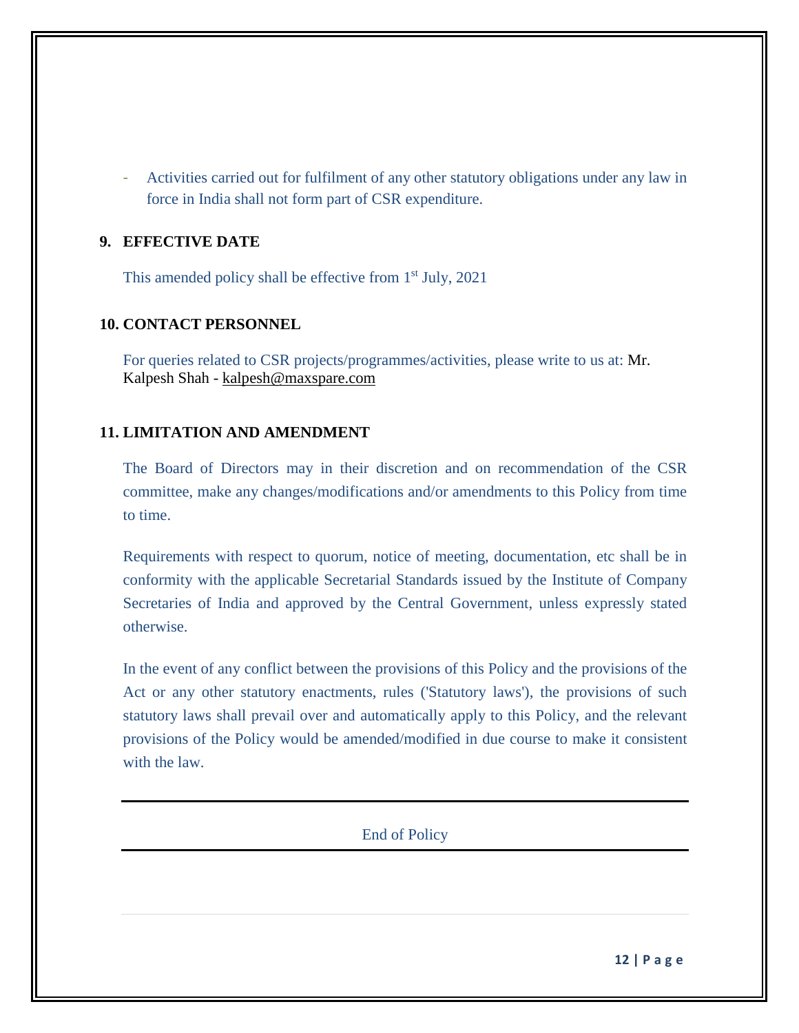- Activities carried out for fulfilment of any other statutory obligations under any law in force in India shall not form part of CSR expenditure.

## 9. EFFECTIVE DATE

This amended policy shall be effective from 1st July, 2021

## 10. CONTACT PERSONNEL

For queries related to CSR projects/programmes/activities, please write to us at: Mr. Kalpesh Shah - kalpesh@maxspare.com

## 11. LIMITATION AND AMENDMENT

The Board of Directors may in their discretion and on recommendation of the CSR committee, make any changes/modifications and/or amendments to this Policy from time to time.

Requirements with respect to quorum, notice of meeting, documentation, etc shall be in conformity with the applicable Secretarial Standards issued by the Institute of Company Secretaries of India and approved by the Central Government, unless expressly stated otherwise.

In the event of any conflict between the provisions of this Policy and the provisions of the Act or any other statutory enactments, rules ('Statutory laws'), the provisions of such statutory laws shall prevail over and automatically apply to this Policy, and the relevant provisions of the Policy would be amended/modified in due course to make it consistent with the law.

---

End of Policy

---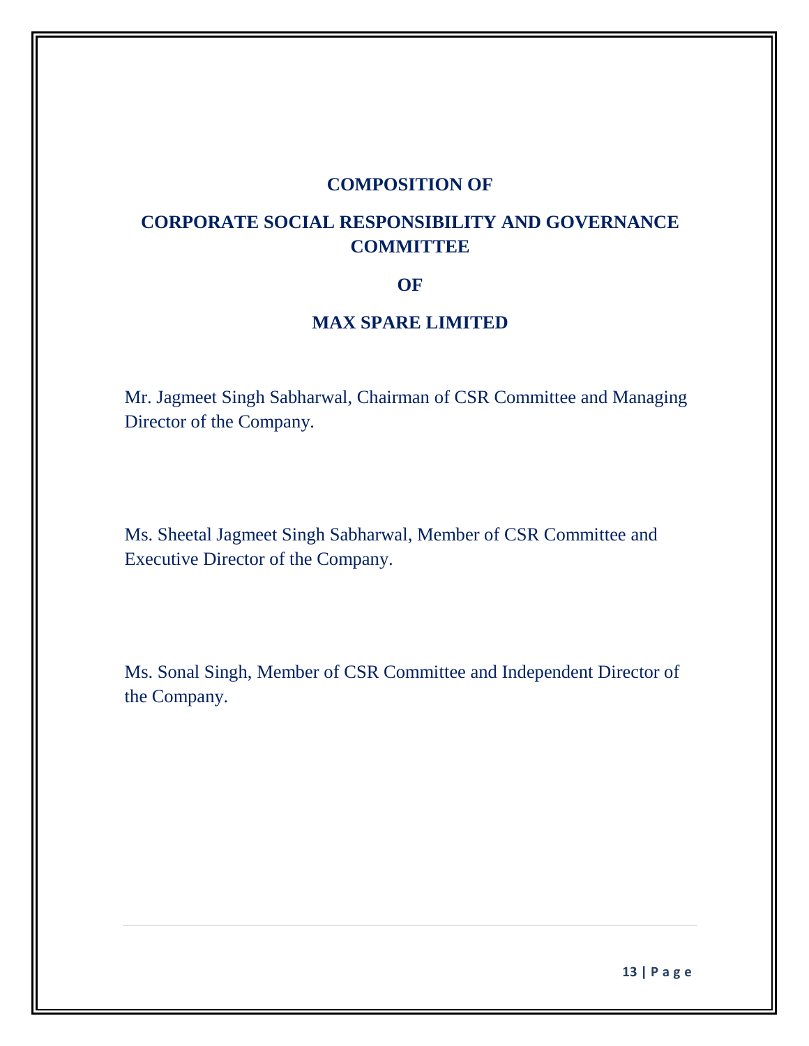# COMPOSITION OF

# CORPORATE SOCIAL RESPONSIBILITY AND GOVERNANCE COMMITTEE

# OF

# MAX SPARE LIMITED

Mr. Jagmeet Singh Sabharwal, Chairman of CSR Committee and Managing Director of the Company.

Ms. Sheetal Jagmeet Singh Sabharwal, Member of CSR Committee and Executive Director of the Company.

Ms. Sonal Singh, Member of CSR Committee and Independent Director of the Company.